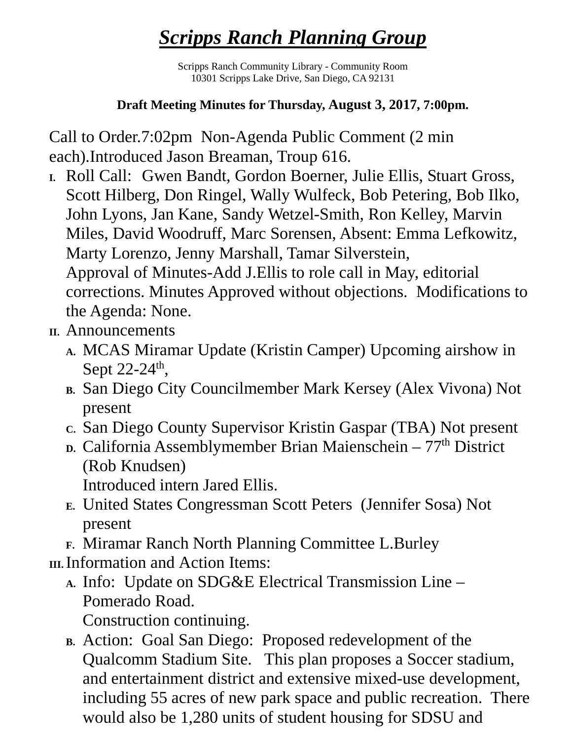# ***Scripps Ranch Planning Group***

Scripps Ranch Community Library - Community Room
10301 Scripps Lake Drive, San Diego, CA 92131

**Draft Meeting Minutes for Thursday, August 3, 2017, 7:00pm.**

Call to Order.7:02pm Non-Agenda Public Comment (2 min each).Introduced Jason Breaman, Troup 616.

I. Roll Call: Gwen Bandt, Gordon Boerner, Julie Ellis, Stuart Gross, Scott Hilberg, Don Ringel, Wally Wulfeck, Bob Petering, Bob Ilko, John Lyons, Jan Kane, Sandy Wetzel-Smith, Ron Kelley, Marvin Miles, David Woodruff, Marc Sorensen, Absent: Emma Lefkowitz, Marty Lorenzo, Jenny Marshall, Tamar Silverstein,
   Approval of Minutes-Add J.Ellis to role call in May, editorial corrections. Minutes Approved without objections. Modifications to the Agenda: None.

II. Announcements
   A. MCAS Miramar Update (Kristin Camper) Upcoming airshow in Sept 22-24th,
   B. San Diego City Councilmember Mark Kersey (Alex Vivona) Not present
   C. San Diego County Supervisor Kristin Gaspar (TBA) Not present
   D. California Assemblymember Brian Maienschein – 77th District (Rob Knudsen)
      Introduced intern Jared Ellis.
   E. United States Congressman Scott Peters (Jennifer Sosa) Not present
   F. Miramar Ranch North Planning Committee L.Burley

III. Information and Action Items:
   A. Info: Update on SDG&E Electrical Transmission Line – Pomerado Road.
      Construction continuing.
   B. Action: Goal San Diego: Proposed redevelopment of the Qualcomm Stadium Site. This plan proposes a Soccer stadium, and entertainment district and extensive mixed-use development, including 55 acres of new park space and public recreation. There would also be 1,280 units of student housing for SDSU and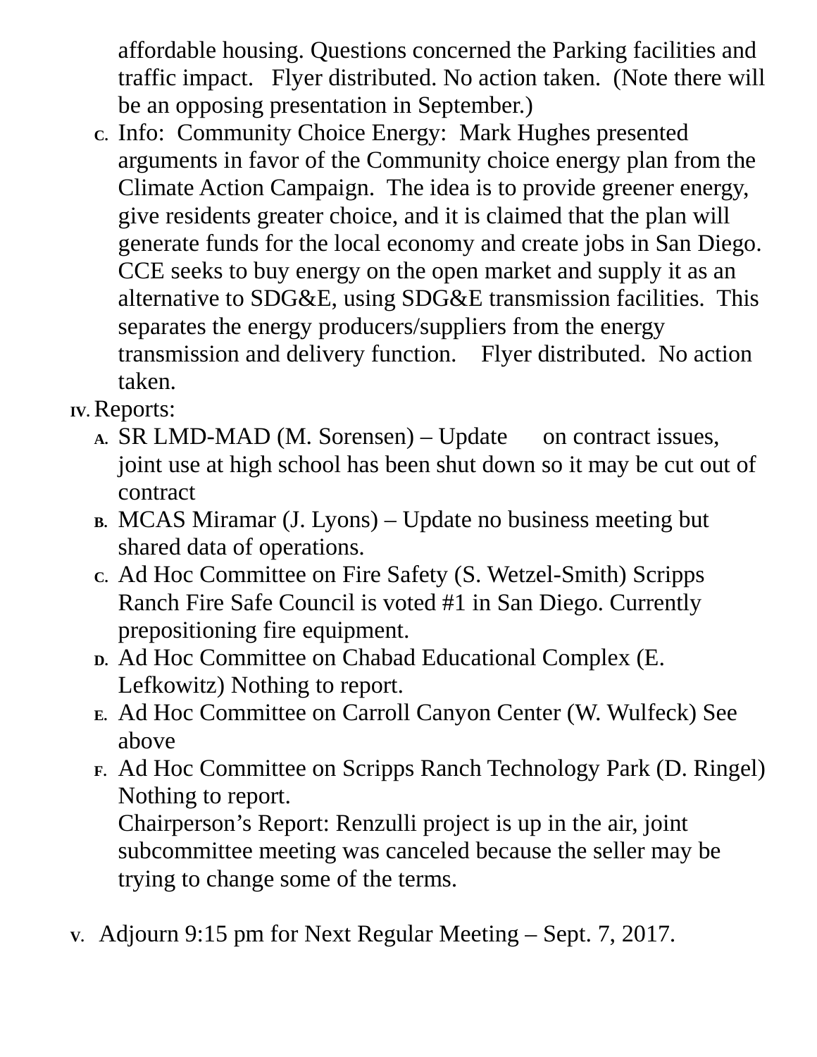affordable housing. Questions concerned the Parking facilities and traffic impact. Flyer distributed. No action taken. (Note there will be an opposing presentation in September.)

C. Info: Community Choice Energy: Mark Hughes presented arguments in favor of the Community choice energy plan from the Climate Action Campaign. The idea is to provide greener energy, give residents greater choice, and it is claimed that the plan will generate funds for the local economy and create jobs in San Diego. CCE seeks to buy energy on the open market and supply it as an alternative to SDG&E, using SDG&E transmission facilities. This separates the energy producers/suppliers from the energy transmission and delivery function. Flyer distributed. No action taken.

IV. Reports:

A. SR LMD-MAD (M. Sorensen) – Update on contract issues, joint use at high school has been shut down so it may be cut out of contract

B. MCAS Miramar (J. Lyons) – Update no business meeting but shared data of operations.

C. Ad Hoc Committee on Fire Safety (S. Wetzel-Smith) Scripps Ranch Fire Safe Council is voted #1 in San Diego. Currently prepositioning fire equipment.

D. Ad Hoc Committee on Chabad Educational Complex (E. Lefkowitz) Nothing to report.

E. Ad Hoc Committee on Carroll Canyon Center (W. Wulfeck) See above

F. Ad Hoc Committee on Scripps Ranch Technology Park (D. Ringel) Nothing to report.

Chairperson's Report: Renzulli project is up in the air, joint subcommittee meeting was canceled because the seller may be trying to change some of the terms.

V. Adjourn 9:15 pm for Next Regular Meeting – Sept. 7, 2017.